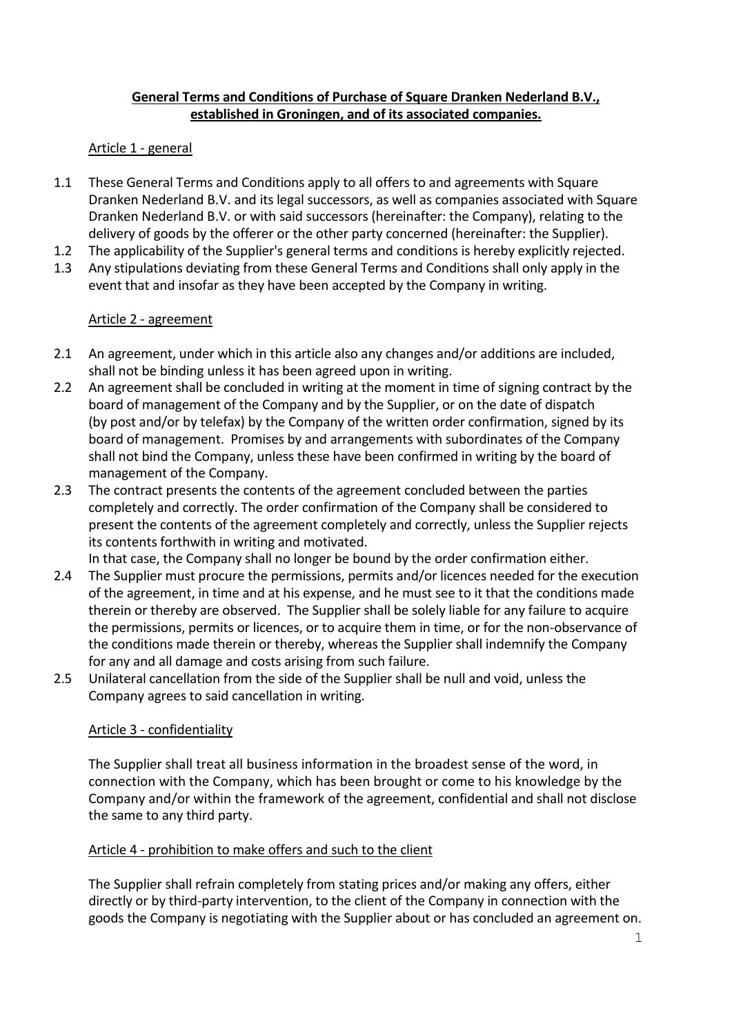**General Terms and Conditions of Purchase of Square Dranken Nederland B.V., established in Groningen, and of its associated companies.**

Article 1 - general

1.1 These General Terms and Conditions apply to all offers to and agreements with Square Dranken Nederland B.V. and its legal successors, as well as companies associated with Square Dranken Nederland B.V. or with said successors (hereinafter: the Company), relating to the delivery of goods by the offerer or the other party concerned (hereinafter: the Supplier).

1.2 The applicability of the Supplier's general terms and conditions is hereby explicitly rejected.

1.3 Any stipulations deviating from these General Terms and Conditions shall only apply in the event that and insofar as they have been accepted by the Company in writing.

Article 2 - agreement

2.1 An agreement, under which in this article also any changes and/or additions are included, shall not be binding unless it has been agreed upon in writing.

2.2 An agreement shall be concluded in writing at the moment in time of signing contract by the board of management of the Company and by the Supplier, or on the date of dispatch (by post and/or by telefax) by the Company of the written order confirmation, signed by its board of management. Promises by and arrangements with subordinates of the Company shall not bind the Company, unless these have been confirmed in writing by the board of management of the Company.

2.3 The contract presents the contents of the agreement concluded between the parties completely and correctly. The order confirmation of the Company shall be considered to present the contents of the agreement completely and correctly, unless the Supplier rejects its contents forthwith in writing and motivated.
In that case, the Company shall no longer be bound by the order confirmation either.

2.4 The Supplier must procure the permissions, permits and/or licences needed for the execution of the agreement, in time and at his expense, and he must see to it that the conditions made therein or thereby are observed. The Supplier shall be solely liable for any failure to acquire the permissions, permits or licences, or to acquire them in time, or for the non-observance of the conditions made therein or thereby, whereas the Supplier shall indemnify the Company for any and all damage and costs arising from such failure.

2.5 Unilateral cancellation from the side of the Supplier shall be null and void, unless the Company agrees to said cancellation in writing.

Article 3 - confidentiality

The Supplier shall treat all business information in the broadest sense of the word, in connection with the Company, which has been brought or come to his knowledge by the Company and/or within the framework of the agreement, confidential and shall not disclose the same to any third party.

Article 4 - prohibition to make offers and such to the client

The Supplier shall refrain completely from stating prices and/or making any offers, either directly or by third-party intervention, to the client of the Company in connection with the goods the Company is negotiating with the Supplier about or has concluded an agreement on.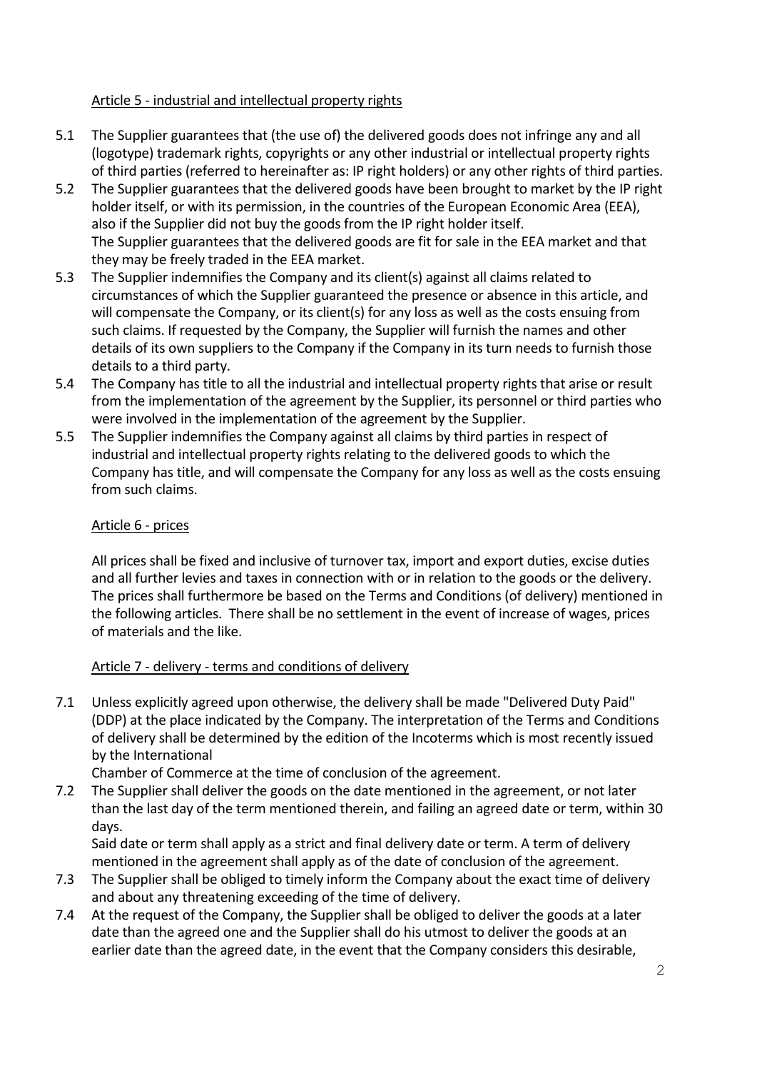## Article 5 - industrial and intellectual property rights

5.1 The Supplier guarantees that (the use of) the delivered goods does not infringe any and all (logotype) trademark rights, copyrights or any other industrial or intellectual property rights of third parties (referred to hereinafter as: IP right holders) or any other rights of third parties.

5.2 The Supplier guarantees that the delivered goods have been brought to market by the IP right holder itself, or with its permission, in the countries of the European Economic Area (EEA), also if the Supplier did not buy the goods from the IP right holder itself.
The Supplier guarantees that the delivered goods are fit for sale in the EEA market and that they may be freely traded in the EEA market.

5.3 The Supplier indemnifies the Company and its client(s) against all claims related to circumstances of which the Supplier guaranteed the presence or absence in this article, and will compensate the Company, or its client(s) for any loss as well as the costs ensuing from such claims. If requested by the Company, the Supplier will furnish the names and other details of its own suppliers to the Company if the Company in its turn needs to furnish those details to a third party.

5.4 The Company has title to all the industrial and intellectual property rights that arise or result from the implementation of the agreement by the Supplier, its personnel or third parties who were involved in the implementation of the agreement by the Supplier.

5.5 The Supplier indemnifies the Company against all claims by third parties in respect of industrial and intellectual property rights relating to the delivered goods to which the Company has title, and will compensate the Company for any loss as well as the costs ensuing from such claims.

## Article 6 - prices

All prices shall be fixed and inclusive of turnover tax, import and export duties, excise duties and all further levies and taxes in connection with or in relation to the goods or the delivery. The prices shall furthermore be based on the Terms and Conditions (of delivery) mentioned in the following articles. There shall be no settlement in the event of increase of wages, prices of materials and the like.

## Article 7 - delivery - terms and conditions of delivery

7.1 Unless explicitly agreed upon otherwise, the delivery shall be made "Delivered Duty Paid" (DDP) at the place indicated by the Company. The interpretation of the Terms and Conditions of delivery shall be determined by the edition of the Incoterms which is most recently issued by the International
Chamber of Commerce at the time of conclusion of the agreement.

7.2 The Supplier shall deliver the goods on the date mentioned in the agreement, or not later than the last day of the term mentioned therein, and failing an agreed date or term, within 30 days.
Said date or term shall apply as a strict and final delivery date or term. A term of delivery mentioned in the agreement shall apply as of the date of conclusion of the agreement.

7.3 The Supplier shall be obliged to timely inform the Company about the exact time of delivery and about any threatening exceeding of the time of delivery.

7.4 At the request of the Company, the Supplier shall be obliged to deliver the goods at a later date than the agreed one and the Supplier shall do his utmost to deliver the goods at an earlier date than the agreed date, in the event that the Company considers this desirable,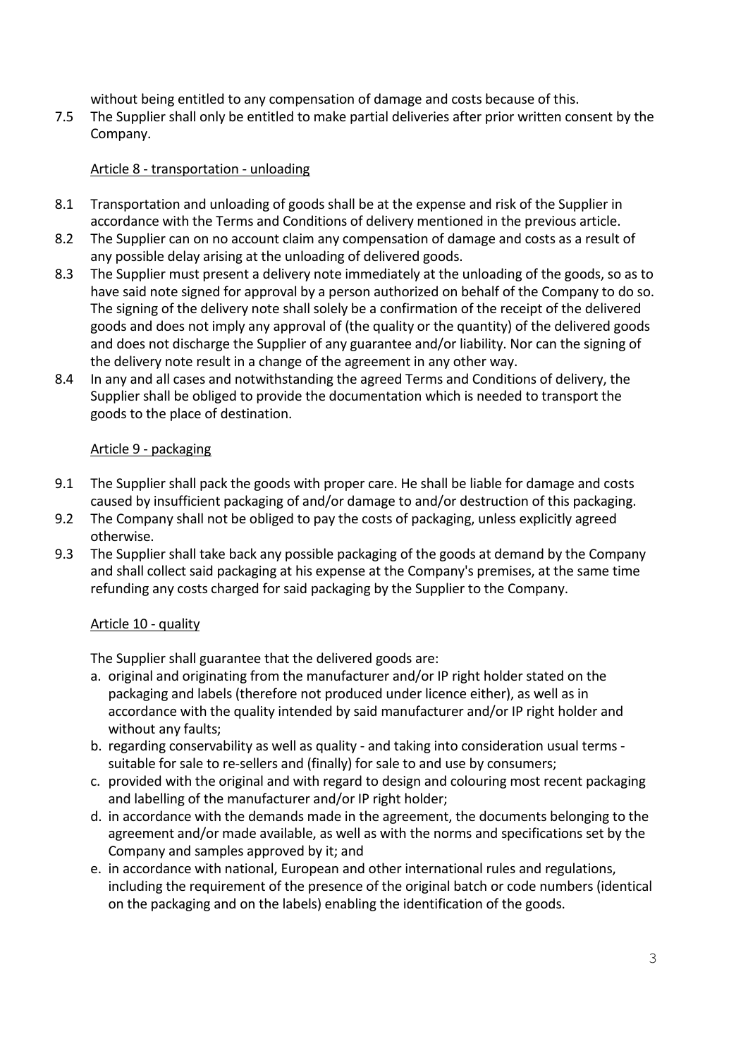without being entitled to any compensation of damage and costs because of this.

7.5 The Supplier shall only be entitled to make partial deliveries after prior written consent by the Company.

## Article 8 - transportation - unloading

8.1 Transportation and unloading of goods shall be at the expense and risk of the Supplier in accordance with the Terms and Conditions of delivery mentioned in the previous article.

8.2 The Supplier can on no account claim any compensation of damage and costs as a result of any possible delay arising at the unloading of delivered goods.

8.3 The Supplier must present a delivery note immediately at the unloading of the goods, so as to have said note signed for approval by a person authorized on behalf of the Company to do so. The signing of the delivery note shall solely be a confirmation of the receipt of the delivered goods and does not imply any approval of (the quality or the quantity) of the delivered goods and does not discharge the Supplier of any guarantee and/or liability. Nor can the signing of the delivery note result in a change of the agreement in any other way.

8.4 In any and all cases and notwithstanding the agreed Terms and Conditions of delivery, the Supplier shall be obliged to provide the documentation which is needed to transport the goods to the place of destination.

## Article 9 - packaging

9.1 The Supplier shall pack the goods with proper care. He shall be liable for damage and costs caused by insufficient packaging of and/or damage to and/or destruction of this packaging.

9.2 The Company shall not be obliged to pay the costs of packaging, unless explicitly agreed otherwise.

9.3 The Supplier shall take back any possible packaging of the goods at demand by the Company and shall collect said packaging at his expense at the Company's premises, at the same time refunding any costs charged for said packaging by the Supplier to the Company.

## Article 10 - quality

The Supplier shall guarantee that the delivered goods are:

a. original and originating from the manufacturer and/or IP right holder stated on the packaging and labels (therefore not produced under licence either), as well as in accordance with the quality intended by said manufacturer and/or IP right holder and without any faults;

b. regarding conservability as well as quality - and taking into consideration usual terms - suitable for sale to re-sellers and (finally) for sale to and use by consumers;

c. provided with the original and with regard to design and colouring most recent packaging and labelling of the manufacturer and/or IP right holder;

d. in accordance with the demands made in the agreement, the documents belonging to the agreement and/or made available, as well as with the norms and specifications set by the Company and samples approved by it; and

e. in accordance with national, European and other international rules and regulations, including the requirement of the presence of the original batch or code numbers (identical on the packaging and on the labels) enabling the identification of the goods.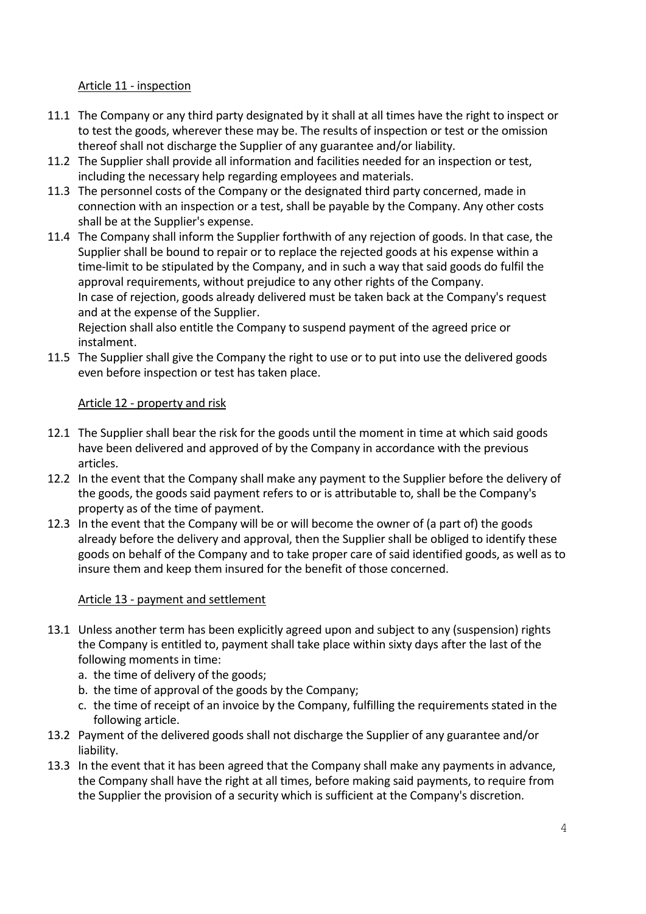## Article 11 - inspection

11.1 The Company or any third party designated by it shall at all times have the right to inspect or to test the goods, wherever these may be. The results of inspection or test or the omission thereof shall not discharge the Supplier of any guarantee and/or liability.

11.2 The Supplier shall provide all information and facilities needed for an inspection or test, including the necessary help regarding employees and materials.

11.3 The personnel costs of the Company or the designated third party concerned, made in connection with an inspection or a test, shall be payable by the Company. Any other costs shall be at the Supplier's expense.

11.4 The Company shall inform the Supplier forthwith of any rejection of goods. In that case, the Supplier shall be bound to repair or to replace the rejected goods at his expense within a time-limit to be stipulated by the Company, and in such a way that said goods do fulfil the approval requirements, without prejudice to any other rights of the Company.
In case of rejection, goods already delivered must be taken back at the Company's request and at the expense of the Supplier.
Rejection shall also entitle the Company to suspend payment of the agreed price or instalment.

11.5 The Supplier shall give the Company the right to use or to put into use the delivered goods even before inspection or test has taken place.

## Article 12 - property and risk

12.1 The Supplier shall bear the risk for the goods until the moment in time at which said goods have been delivered and approved of by the Company in accordance with the previous articles.

12.2 In the event that the Company shall make any payment to the Supplier before the delivery of the goods, the goods said payment refers to or is attributable to, shall be the Company's property as of the time of payment.

12.3 In the event that the Company will be or will become the owner of (a part of) the goods already before the delivery and approval, then the Supplier shall be obliged to identify these goods on behalf of the Company and to take proper care of said identified goods, as well as to insure them and keep them insured for the benefit of those concerned.

## Article 13 - payment and settlement

13.1 Unless another term has been explicitly agreed upon and subject to any (suspension) rights the Company is entitled to, payment shall take place within sixty days after the last of the following moments in time:
   a. the time of delivery of the goods;
   b. the time of approval of the goods by the Company;
   c. the time of receipt of an invoice by the Company, fulfilling the requirements stated in the following article.

13.2 Payment of the delivered goods shall not discharge the Supplier of any guarantee and/or liability.

13.3 In the event that it has been agreed that the Company shall make any payments in advance, the Company shall have the right at all times, before making said payments, to require from the Supplier the provision of a security which is sufficient at the Company's discretion.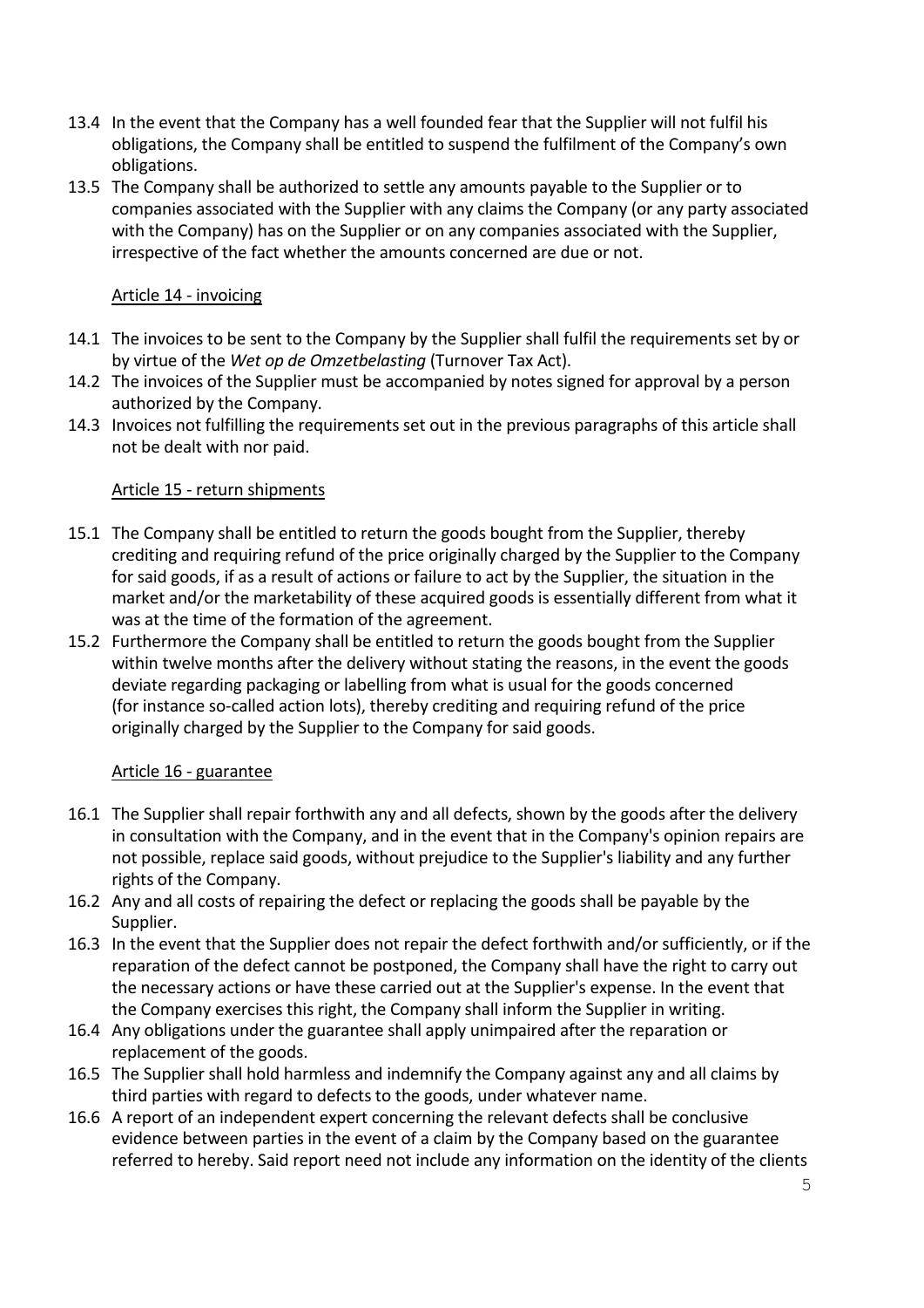13.4 In the event that the Company has a well founded fear that the Supplier will not fulfil his obligations, the Company shall be entitled to suspend the fulfilment of the Company's own obligations.

13.5 The Company shall be authorized to settle any amounts payable to the Supplier or to companies associated with the Supplier with any claims the Company (or any party associated with the Company) has on the Supplier or on any companies associated with the Supplier, irrespective of the fact whether the amounts concerned are due or not.

## Article 14 - invoicing

14.1 The invoices to be sent to the Company by the Supplier shall fulfil the requirements set by or by virtue of the *Wet op de Omzetbelasting* (Turnover Tax Act).

14.2 The invoices of the Supplier must be accompanied by notes signed for approval by a person authorized by the Company.

14.3 Invoices not fulfilling the requirements set out in the previous paragraphs of this article shall not be dealt with nor paid.

## Article 15 - return shipments

15.1 The Company shall be entitled to return the goods bought from the Supplier, thereby crediting and requiring refund of the price originally charged by the Supplier to the Company for said goods, if as a result of actions or failure to act by the Supplier, the situation in the market and/or the marketability of these acquired goods is essentially different from what it was at the time of the formation of the agreement.

15.2 Furthermore the Company shall be entitled to return the goods bought from the Supplier within twelve months after the delivery without stating the reasons, in the event the goods deviate regarding packaging or labelling from what is usual for the goods concerned (for instance so-called action lots), thereby crediting and requiring refund of the price originally charged by the Supplier to the Company for said goods.

## Article 16 - guarantee

16.1 The Supplier shall repair forthwith any and all defects, shown by the goods after the delivery in consultation with the Company, and in the event that in the Company's opinion repairs are not possible, replace said goods, without prejudice to the Supplier's liability and any further rights of the Company.

16.2 Any and all costs of repairing the defect or replacing the goods shall be payable by the Supplier.

16.3 In the event that the Supplier does not repair the defect forthwith and/or sufficiently, or if the reparation of the defect cannot be postponed, the Company shall have the right to carry out the necessary actions or have these carried out at the Supplier's expense. In the event that the Company exercises this right, the Company shall inform the Supplier in writing.

16.4 Any obligations under the guarantee shall apply unimpaired after the reparation or replacement of the goods.

16.5 The Supplier shall hold harmless and indemnify the Company against any and all claims by third parties with regard to defects to the goods, under whatever name.

16.6 A report of an independent expert concerning the relevant defects shall be conclusive evidence between parties in the event of a claim by the Company based on the guarantee referred to hereby. Said report need not include any information on the identity of the clients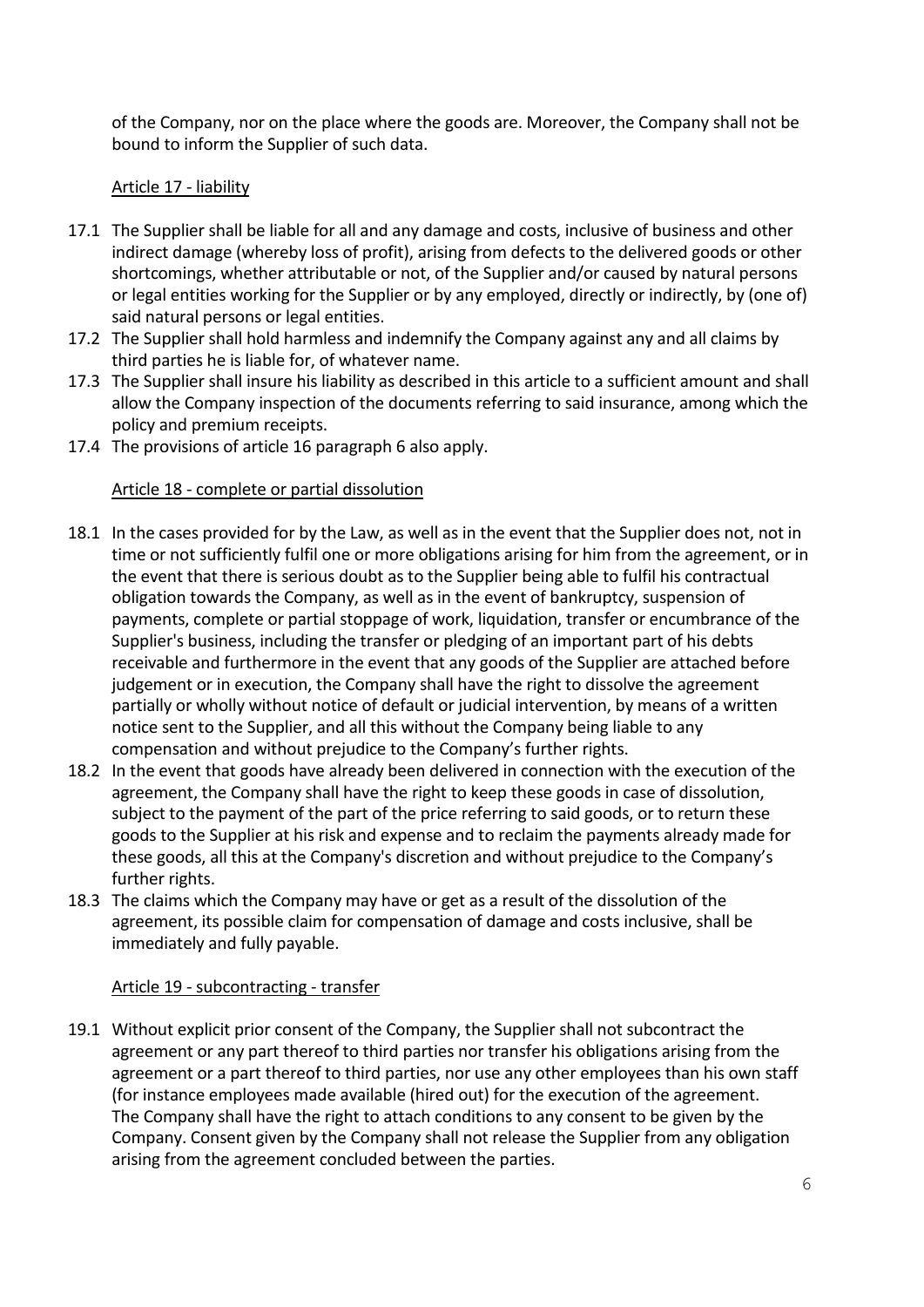of the Company, nor on the place where the goods are. Moreover, the Company shall not be bound to inform the Supplier of such data.

## Article 17 - liability

17.1 The Supplier shall be liable for all and any damage and costs, inclusive of business and other indirect damage (whereby loss of profit), arising from defects to the delivered goods or other shortcomings, whether attributable or not, of the Supplier and/or caused by natural persons or legal entities working for the Supplier or by any employed, directly or indirectly, by (one of) said natural persons or legal entities.

17.2 The Supplier shall hold harmless and indemnify the Company against any and all claims by third parties he is liable for, of whatever name.

17.3 The Supplier shall insure his liability as described in this article to a sufficient amount and shall allow the Company inspection of the documents referring to said insurance, among which the policy and premium receipts.

17.4 The provisions of article 16 paragraph 6 also apply.

## Article 18 - complete or partial dissolution

18.1 In the cases provided for by the Law, as well as in the event that the Supplier does not, not in time or not sufficiently fulfil one or more obligations arising for him from the agreement, or in the event that there is serious doubt as to the Supplier being able to fulfil his contractual obligation towards the Company, as well as in the event of bankruptcy, suspension of payments, complete or partial stoppage of work, liquidation, transfer or encumbrance of the Supplier's business, including the transfer or pledging of an important part of his debts receivable and furthermore in the event that any goods of the Supplier are attached before judgement or in execution, the Company shall have the right to dissolve the agreement partially or wholly without notice of default or judicial intervention, by means of a written notice sent to the Supplier, and all this without the Company being liable to any compensation and without prejudice to the Company's further rights.

18.2 In the event that goods have already been delivered in connection with the execution of the agreement, the Company shall have the right to keep these goods in case of dissolution, subject to the payment of the part of the price referring to said goods, or to return these goods to the Supplier at his risk and expense and to reclaim the payments already made for these goods, all this at the Company's discretion and without prejudice to the Company's further rights.

18.3 The claims which the Company may have or get as a result of the dissolution of the agreement, its possible claim for compensation of damage and costs inclusive, shall be immediately and fully payable.

## Article 19 - subcontracting - transfer

19.1 Without explicit prior consent of the Company, the Supplier shall not subcontract the agreement or any part thereof to third parties nor transfer his obligations arising from the agreement or a part thereof to third parties, nor use any other employees than his own staff (for instance employees made available (hired out) for the execution of the agreement. The Company shall have the right to attach conditions to any consent to be given by the Company. Consent given by the Company shall not release the Supplier from any obligation arising from the agreement concluded between the parties.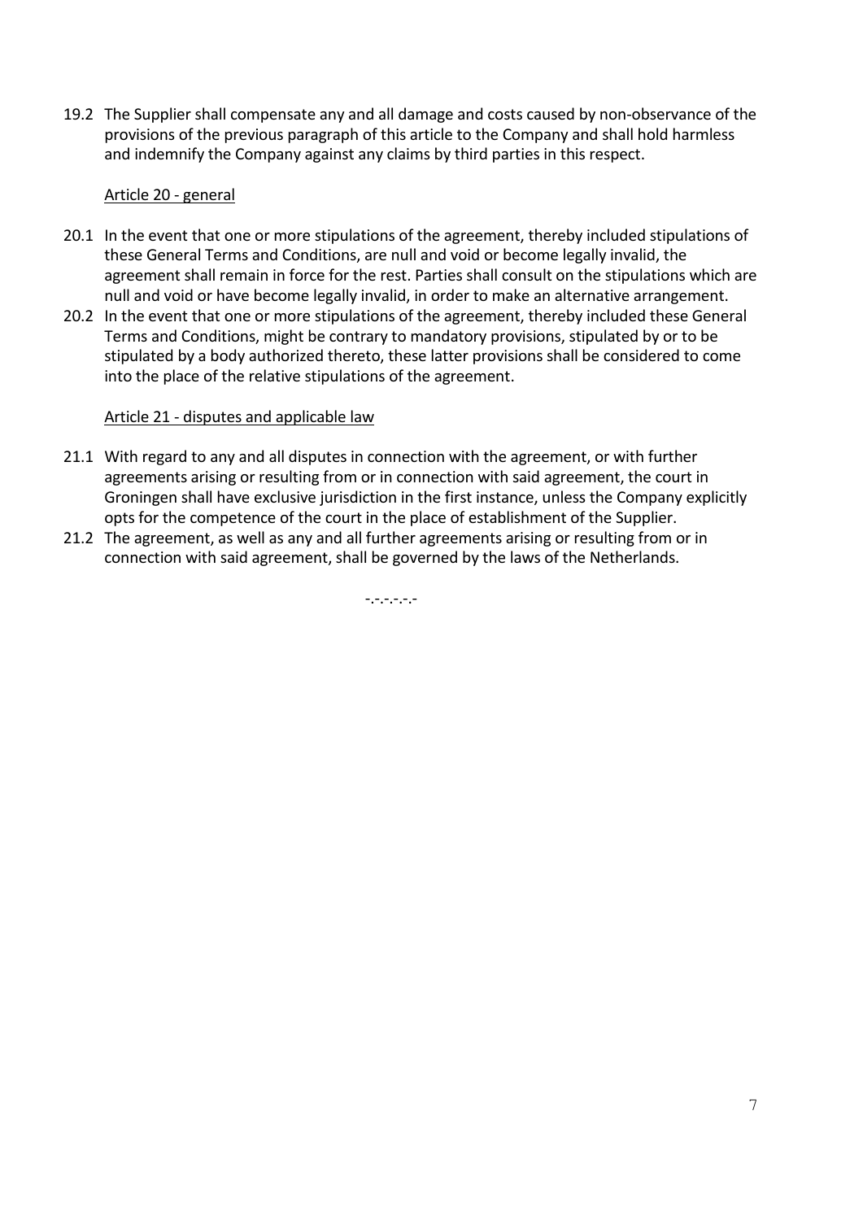19.2 The Supplier shall compensate any and all damage and costs caused by non-observance of the provisions of the previous paragraph of this article to the Company and shall hold harmless and indemnify the Company against any claims by third parties in this respect.

Article 20 - general

20.1 In the event that one or more stipulations of the agreement, thereby included stipulations of these General Terms and Conditions, are null and void or become legally invalid, the agreement shall remain in force for the rest. Parties shall consult on the stipulations which are null and void or have become legally invalid, in order to make an alternative arrangement.

20.2 In the event that one or more stipulations of the agreement, thereby included these General Terms and Conditions, might be contrary to mandatory provisions, stipulated by or to be stipulated by a body authorized thereto, these latter provisions shall be considered to come into the place of the relative stipulations of the agreement.

Article 21 - disputes and applicable law

21.1 With regard to any and all disputes in connection with the agreement, or with further agreements arising or resulting from or in connection with said agreement, the court in Groningen shall have exclusive jurisdiction in the first instance, unless the Company explicitly opts for the competence of the court in the place of establishment of the Supplier.

21.2 The agreement, as well as any and all further agreements arising or resulting from or in connection with said agreement, shall be governed by the laws of the Netherlands.

-.-.-.-.-